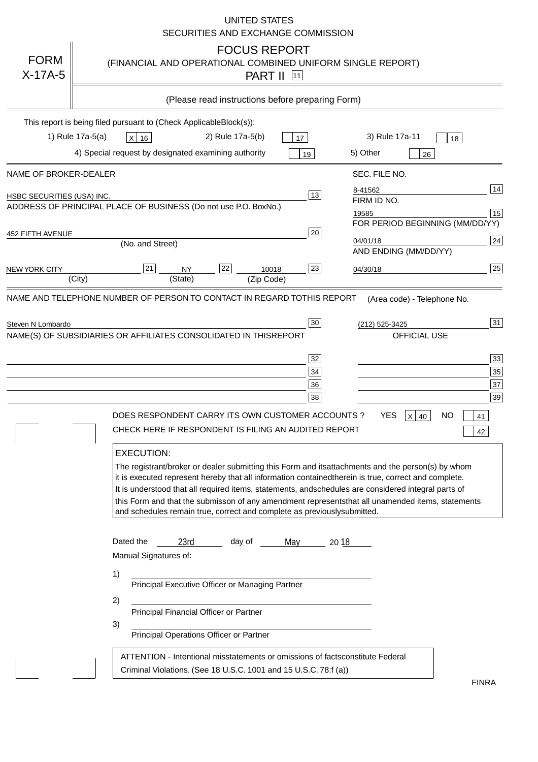UNITED STATES
SECURITIES AND EXCHANGE COMMISSION

# FORM X-17A-5

## FOCUS REPORT
(FINANCIAL AND OPERATIONAL COMBINED UNIFORM SINGLE REPORT)

PART II [11]

(Please read instructions before preparing Form)

This report is being filed pursuant to (Check Applicable Block(s)):

1) Rule 17a-5(a) [X] [16]  2) Rule 17a-5(b) [ ] [17]  3) Rule 17a-11 [ ] [18]

4) Special request by designated examining authority [ ] [19]  5) Other [ ] [26]

| | |
|---|---|
| NAME OF BROKER-DEALER | SEC. FILE NO. |
| HSBC SECURITIES (USA) INC. [13] | 8-41562 [14] |
| ADDRESS OF PRINCIPAL PLACE OF BUSINESS (Do not use P.O. Box No.) | FIRM ID NO. |
| | 19585 [15] |
| | FOR PERIOD BEGINNING (MM/DD/YY) |
| 452 FIFTH AVENUE [20] (No. and Street) | 04/01/18 [24] |
| | AND ENDING (MM/DD/YY) |
| NEW YORK CITY [21] (City) NY [22] (State) 10018 [23] (Zip Code) | 04/30/18 [25] |

| | |
|---|---|
| NAME AND TELEPHONE NUMBER OF PERSON TO CONTACT IN REGARD TO THIS REPORT | (Area code) - Telephone No. |
| Steven N Lombardo [30] | (212) 525-3425 [31] |
| NAME(S) OF SUBSIDIARIES OR AFFILIATES CONSOLIDATED IN THIS REPORT | OFFICIAL USE |
| [32] | [33] |
| [34] | [35] |
| [36] | [37] |
| [38] | [39] |

DOES RESPONDENT CARRY ITS OWN CUSTOMER ACCOUNTS ? YES [X] [40] NO [ ] [41]

CHECK HERE IF RESPONDENT IS FILING AN AUDITED REPORT [ ] [42]

**EXECUTION:**

The registrant/broker or dealer submitting this Form and its attachments and the person(s) by whom it is executed represent hereby that all information contained therein is true, correct and complete. It is understood that all required items, statements, and schedules are considered integral parts of this Form and that the submisson of any amendment represents that all unamended items, statements and schedules remain true, correct and complete as previously submitted.

Dated the 23rd day of May 20 18

Manual Signatures of:

1) ______________________________
Principal Executive Officer or Managing Partner

2) ______________________________
Principal Financial Officer or Partner

3) ______________________________
Principal Operations Officer or Partner

ATTENTION - Intentional misstatements or omissions of facts constitute Federal Criminal Violations. (See 18 U.S.C. 1001 and 15 U.S.C. 78:f (a))

FINRA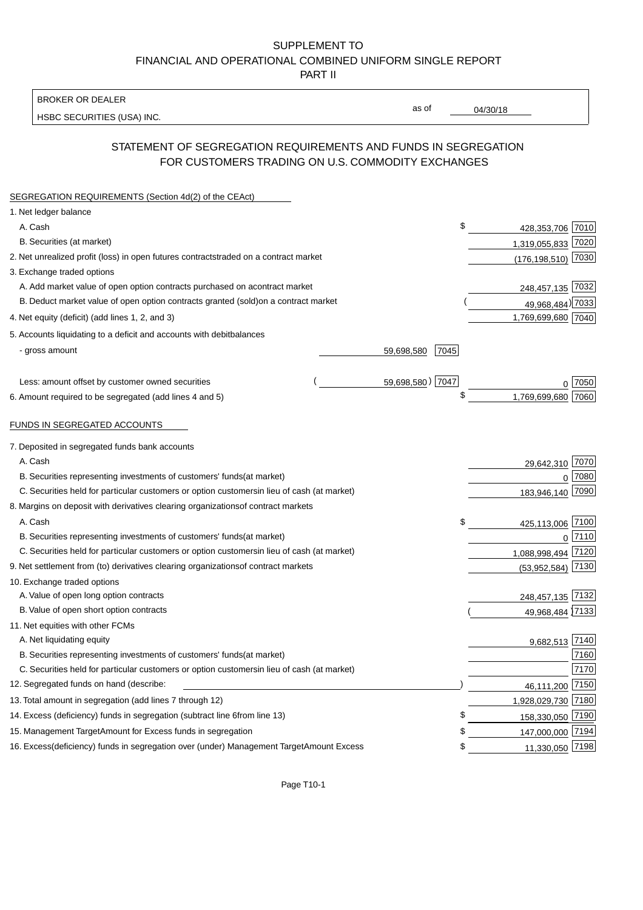SUPPLEMENT TO
FINANCIAL AND OPERATIONAL COMBINED UNIFORM SINGLE REPORT
PART II

BROKER OR DEALER
HSBC SECURITIES (USA) INC.

as of 04/30/18

## STATEMENT OF SEGREGATION REQUIREMENTS AND FUNDS IN SEGREGATION FOR CUSTOMERS TRADING ON U.S. COMMODITY EXCHANGES

SEGREGATION REQUIREMENTS (Section 4d(2) of the CEAct)

| | | | | |
|---|---|---|---|---|
| 1. Net ledger balance | | | | |
| A. Cash | | | $ 428,353,706 | 7010 |
| B. Securities (at market) | | | 1,319,055,833 | 7020 |
| 2. Net unrealized profit (loss) in open futures contracts traded on a contract market | | | (176,198,510) | 7030 |
| 3. Exchange traded options | | | | |
| A. Add market value of open option contracts purchased on a contract market | | | 248,457,135 | 7032 |
| B. Deduct market value of open option contracts granted (sold) on a contract market | | | (49,968,484) | 7033 |
| 4. Net equity (deficit) (add lines 1, 2, and 3) | | | 1,769,699,680 | 7040 |
| 5. Accounts liquidating to a deficit and accounts with debit balances | | | | |
| - gross amount | 59,698,580 | 7045 | | |
| Less: amount offset by customer owned securities | (59,698,580) | 7047 | 0 | 7050 |
| 6. Amount required to be segregated (add lines 4 and 5) | | | $ 1,769,699,680 | 7060 |

FUNDS IN SEGREGATED ACCOUNTS

| | | |
|---|---|---|
| 7. Deposited in segregated funds bank accounts | | |
| A. Cash | 29,642,310 | 7070 |
| B. Securities representing investments of customers' funds (at market) | 0 | 7080 |
| C. Securities held for particular customers or option customers in lieu of cash (at market) | 183,946,140 | 7090 |
| 8. Margins on deposit with derivatives clearing organizations of contract markets | | |
| A. Cash | $ 425,113,006 | 7100 |
| B. Securities representing investments of customers' funds (at market) | 0 | 7110 |
| C. Securities held for particular customers or option customers in lieu of cash (at market) | 1,088,998,494 | 7120 |
| 9. Net settlement from (to) derivatives clearing organizations of contract markets | (53,952,584) | 7130 |
| 10. Exchange traded options | | |
| A. Value of open long option contracts | 248,457,135 | 7132 |
| B. Value of open short option contracts | (49,968,484) | 7133 |
| 11. Net equities with other FCMs | | |
| A. Net liquidating equity | 9,682,513 | 7140 |
| B. Securities representing investments of customers' funds (at market) | | 7160 |
| C. Securities held for particular customers or option customers in lieu of cash (at market) | | 7170 |
| 12. Segregated funds on hand (describe: ) | 46,111,200 | 7150 |
| 13. Total amount in segregation (add lines 7 through 12) | 1,928,029,730 | 7180 |
| 14. Excess (deficiency) funds in segregation (subtract line 6 from line 13) | $ 158,330,050 | 7190 |
| 15. Management Target Amount for Excess funds in segregation | $ 147,000,000 | 7194 |
| 16. Excess (deficiency) funds in segregation over (under) Management Target Amount Excess | $ 11,330,050 | 7198 |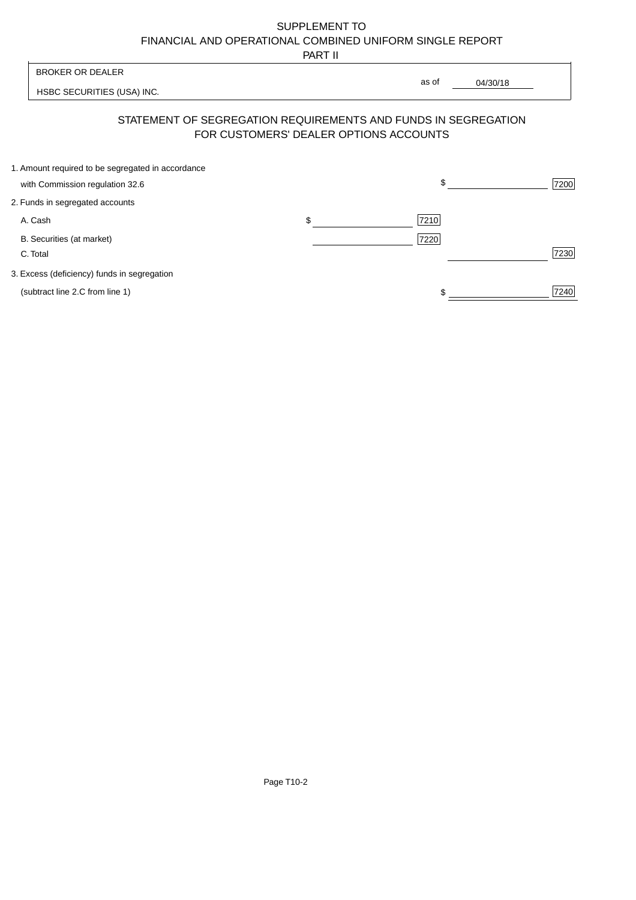SUPPLEMENT TO
FINANCIAL AND OPERATIONAL COMBINED UNIFORM SINGLE REPORT
PART II

| BROKER OR DEALER | |
|---|---|
| HSBC SECURITIES (USA) INC. | as of 04/30/18 |

## STATEMENT OF SEGREGATION REQUIREMENTS AND FUNDS IN SEGREGATION FOR CUSTOMERS' DEALER OPTIONS ACCOUNTS

| | | | | |
|---|---|---|---|---|
| 1. Amount required to be segregated in accordance with Commission regulation 32.6 | | | $ | 7200 |
| 2. Funds in segregated accounts | | | | |
| A. Cash | $ | 7210 | | |
| B. Securities (at market) | | 7220 | | |
| C. Total | | | | 7230 |
| 3. Excess (deficiency) funds in segregation (subtract line 2.C from line 1) | | | $ | 7240 |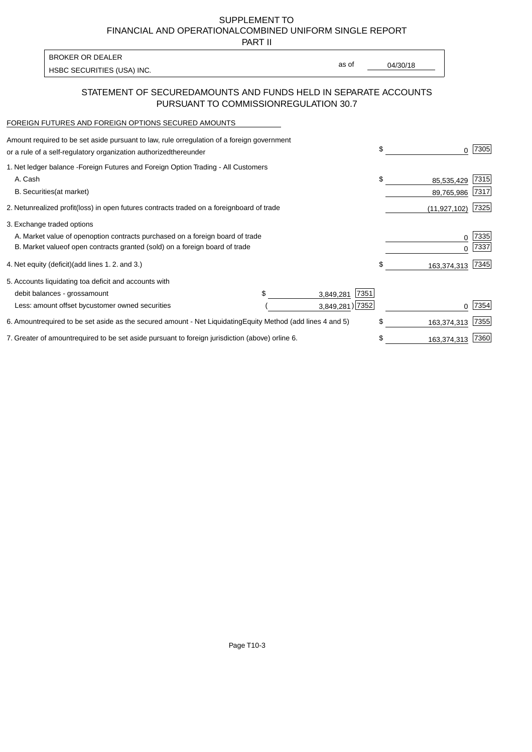SUPPLEMENT TO
FINANCIAL AND OPERATIONALCOMBINED UNIFORM SINGLE REPORT
PART II

BROKER OR DEALER
HSBC SECURITIES (USA) INC.

as of 04/30/18

## STATEMENT OF SECUREDAMOUNTS AND FUNDS HELD IN SEPARATE ACCOUNTS PURSUANT TO COMMISSIONREGULATION 30.7

FOREIGN FUTURES AND FOREIGN OPTIONS SECURED AMOUNTS

| | | | | |
|---|---|---|---|---|
| Amount required to be set aside pursuant to law, rule orregulation of a foreign government or a rule of a self-regulatory organization authorizedthereunder | | | $ 0 | 7305 |
| 1. Net ledger balance -Foreign Futures and Foreign Option Trading - All Customers | | | | |
| A. Cash | | | $ 85,535,429 | 7315 |
| B. Securities(at market) | | | 89,765,986 | 7317 |
| 2. Netunrealized profit(loss) in open futures contracts traded on a foreignboard of trade | | | (11,927,102) | 7325 |
| 3. Exchange traded options | | | | |
| A. Market value of openoption contracts purchased on a foreign board of trade | | | 0 | 7335 |
| B. Market valueof open contracts granted (sold) on a foreign board of trade | | | 0 | 7337 |
| 4. Net equity (deficit)(add lines 1. 2. and 3.) | | | $ 163,374,313 | 7345 |
| 5. Accounts liquidating toa deficit and accounts with | | | | |
| debit balances - grossamount | $ 3,849,281 | 7351 | | |
| Less: amount offset bycustomer owned securities | ( 3,849,281) | 7352 | 0 | 7354 |
| 6. Amountrequired to be set aside as the secured amount - Net LiquidatingEquity Method (add lines 4 and 5) | | | $ 163,374,313 | 7355 |
| 7. Greater of amountrequired to be set aside pursuant to foreign jurisdiction (above) orline 6. | | | $ 163,374,313 | 7360 |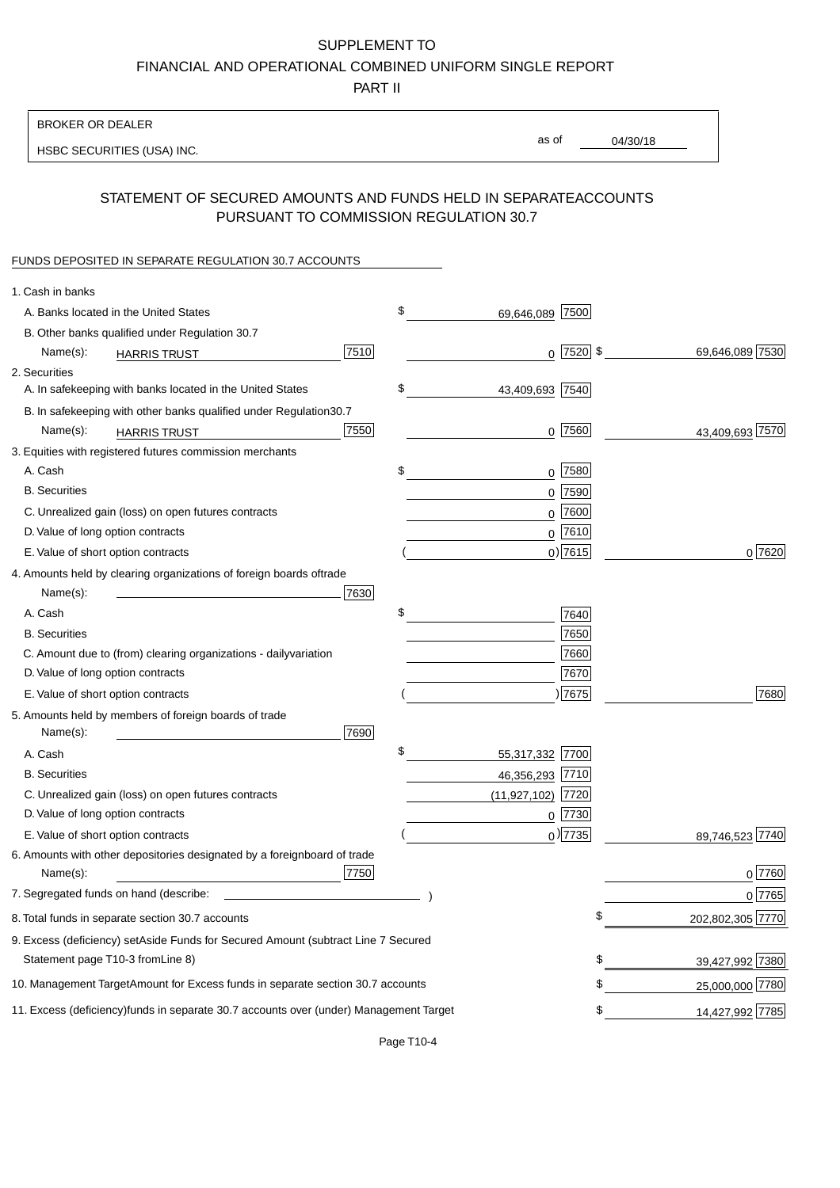SUPPLEMENT TO
FINANCIAL AND OPERATIONAL COMBINED UNIFORM SINGLE REPORT
PART II

BROKER OR DEALER
HSBC SECURITIES (USA) INC.

as of 04/30/18

## STATEMENT OF SECURED AMOUNTS AND FUNDS HELD IN SEPARATEACCOUNTS PURSUANT TO COMMISSION REGULATION 30.7

FUNDS DEPOSITED IN SEPARATE REGULATION 30.7 ACCOUNTS

| | | | |
|---|---|---|---|
| 1. Cash in banks | | | |
| A. Banks located in the United States | | $ 69,646,089 [7500] | |
| B. Other banks qualified under Regulation 30.7 | | | |
| Name(s): HARRIS TRUST | [7510] | 0 [7520] | $ 69,646,089 [7530] |
| 2. Securities | | | |
| A. In safekeeping with banks located in the United States | | $ 43,409,693 [7540] | |
| B. In safekeeping with other banks qualified under Regulation30.7 | | | |
| Name(s): HARRIS TRUST | [7550] | 0 [7560] | 43,409,693 [7570] |
| 3. Equities with registered futures commission merchants | | | |
| A. Cash | | $ 0 [7580] | |
| B. Securities | | 0 [7590] | |
| C. Unrealized gain (loss) on open futures contracts | | 0 [7600] | |
| D. Value of long option contracts | | 0 [7610] | |
| E. Value of short option contracts | | ( 0) [7615] | 0 [7620] |
| 4. Amounts held by clearing organizations of foreign boards oftrade | | | |
| Name(s): | [7630] | | |
| A. Cash | | $ [7640] | |
| B. Securities | | [7650] | |
| C. Amount due to (from) clearing organizations - dailyvariation | | [7660] | |
| D. Value of long option contracts | | [7670] | |
| E. Value of short option contracts | | ( ) [7675] | [7680] |
| 5. Amounts held by members of foreign boards of trade | | | |
| Name(s): | [7690] | | |
| A. Cash | | $ 55,317,332 [7700] | |
| B. Securities | | 46,356,293 [7710] | |
| C. Unrealized gain (loss) on open futures contracts | | (11,927,102) [7720] | |
| D. Value of long option contracts | | 0 [7730] | |
| E. Value of short option contracts | | ( 0) [7735] | 89,746,523 [7740] |
| 6. Amounts with other depositories designated by a foreignboard of trade | | | |
| Name(s): | [7750] | | 0 [7760] |
| 7. Segregated funds on hand (describe: ) | | | 0 [7765] |
| 8. Total funds in separate section 30.7 accounts | | | $ 202,802,305 [7770] |
| 9. Excess (deficiency) setAside Funds for Secured Amount (subtract Line 7 Secured Statement page T10-3 fromLine 8) | | | $ 39,427,992 [7380] |
| 10. Management TargetAmount for Excess funds in separate section 30.7 accounts | | | $ 25,000,000 [7780] |
| 11. Excess (deficiency)funds in separate 30.7 accounts over (under) Management Target | | | $ 14,427,992 [7785] |

Page T10-4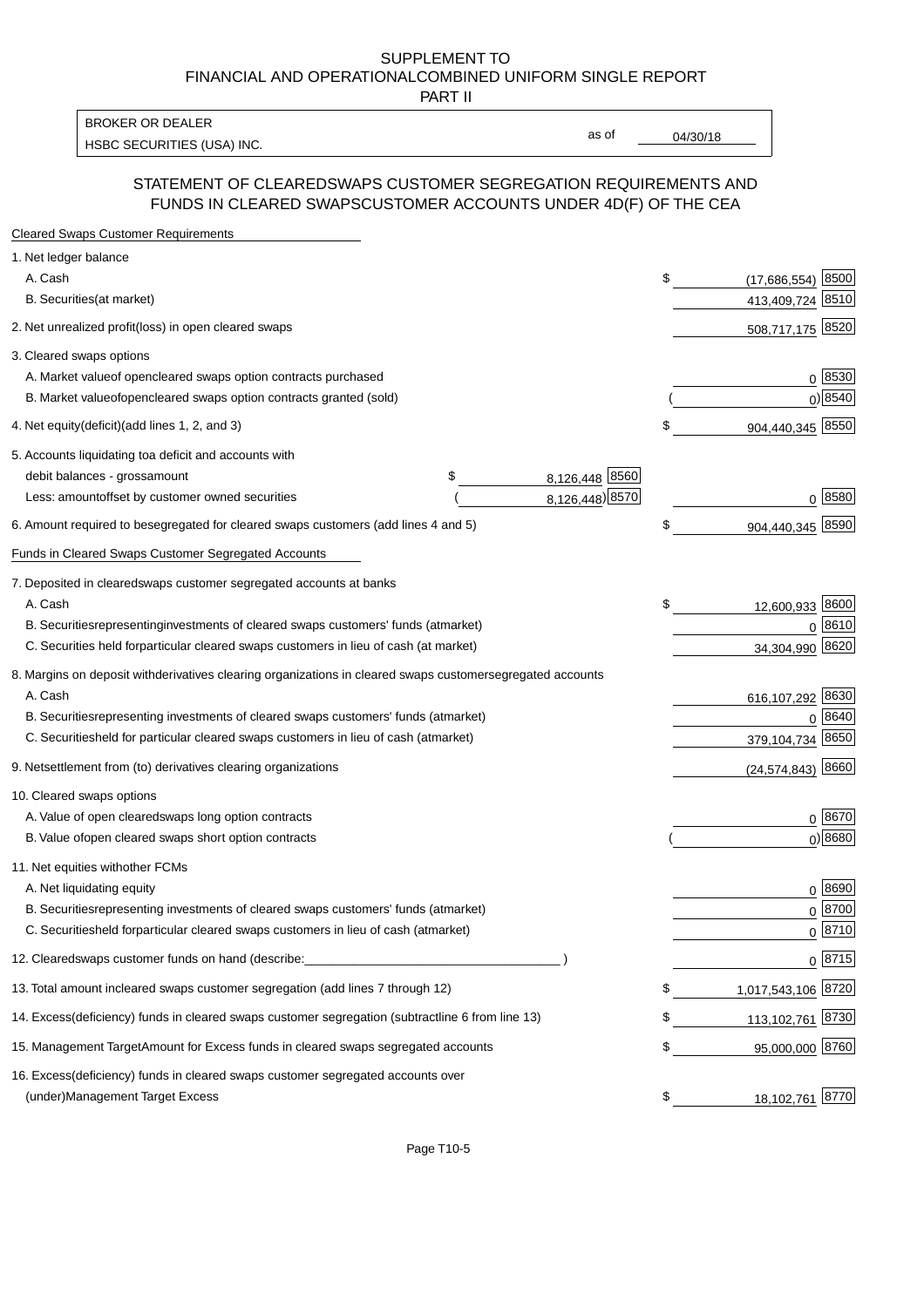SUPPLEMENT TO
FINANCIAL AND OPERATIONALCOMBINED UNIFORM SINGLE REPORT
PART II

| BROKER OR DEALER | | |
|---|---|---|
| HSBC SECURITIES (USA) INC. | as of | 04/30/18 |

## STATEMENT OF CLEAREDSWAPS CUSTOMER SEGREGATION REQUIREMENTS AND FUNDS IN CLEARED SWAPSCUSTOMER ACCOUNTS UNDER 4D(F) OF THE CEA

| | | | | |
|---|---|---|---|---|
| **Cleared Swaps Customer Requirements** | | | | |
| 1. Net ledger balance | | | | |
| A. Cash | | | $ (17,686,554) | 8500 |
| B. Securities(at market) | | | 413,409,724 | 8510 |
| 2. Net unrealized profit(loss) in open cleared swaps | | | 508,717,175 | 8520 |
| 3. Cleared swaps options | | | | |
| A. Market valueof opencleared swaps option contracts purchased | | | 0 | 8530 |
| B. Market valueofopencleared swaps option contracts granted (sold) | | | ( 0) | 8540 |
| 4. Net equity(deficit)(add lines 1, 2, and 3) | | | $ 904,440,345 | 8550 |
| 5. Accounts liquidating toa deficit and accounts with debit balances - grossamount | $ 8,126,448 | 8560 | | |
| Less: amountoffset by customer owned securities | ( 8,126,448) | 8570 | 0 | 8580 |
| 6. Amount required to besegregated for cleared swaps customers (add lines 4 and 5) | | | $ 904,440,345 | 8590 |
| **Funds in Cleared Swaps Customer Segregated Accounts** | | | | |
| 7. Deposited in clearedswaps customer segregated accounts at banks | | | | |
| A. Cash | | | $ 12,600,933 | 8600 |
| B. Securitiesrepresentinginvestments of cleared swaps customers' funds (atmarket) | | | 0 | 8610 |
| C. Securities held forparticular cleared swaps customers in lieu of cash (at market) | | | 34,304,990 | 8620 |
| 8. Margins on deposit withderivatives clearing organizations in cleared swaps customersegregated accounts | | | | |
| A. Cash | | | 616,107,292 | 8630 |
| B. Securitiesrepresenting investments of cleared swaps customers' funds (atmarket) | | | 0 | 8640 |
| C. Securitiesheld for particular cleared swaps customers in lieu of cash (atmarket) | | | 379,104,734 | 8650 |
| 9. Netsettlement from (to) derivatives clearing organizations | | | (24,574,843) | 8660 |
| 10. Cleared swaps options | | | | |
| A. Value of open clearedswaps long option contracts | | | 0 | 8670 |
| B. Value ofopen cleared swaps short option contracts | | | ( 0) | 8680 |
| 11. Net equities withother FCMs | | | | |
| A. Net liquidating equity | | | 0 | 8690 |
| B. Securitiesrepresenting investments of cleared swaps customers' funds (atmarket) | | | 0 | 8700 |
| C. Securitiesheld forparticular cleared swaps customers in lieu of cash (atmarket) | | | 0 | 8710 |
| 12. Clearedswaps customer funds on hand (describe:___________________________________ ) | | | 0 | 8715 |
| 13. Total amount incleared swaps customer segregation (add lines 7 through 12) | | | $ 1,017,543,106 | 8720 |
| 14. Excess(deficiency) funds in cleared swaps customer segregation (subtractline 6 from line 13) | | | $ 113,102,761 | 8730 |
| 15. Management TargetAmount for Excess funds in cleared swaps segregated accounts | | | $ 95,000,000 | 8760 |
| 16. Excess(deficiency) funds in cleared swaps customer segregated accounts over (under)Management Target Excess | | | $ 18,102,761 | 8770 |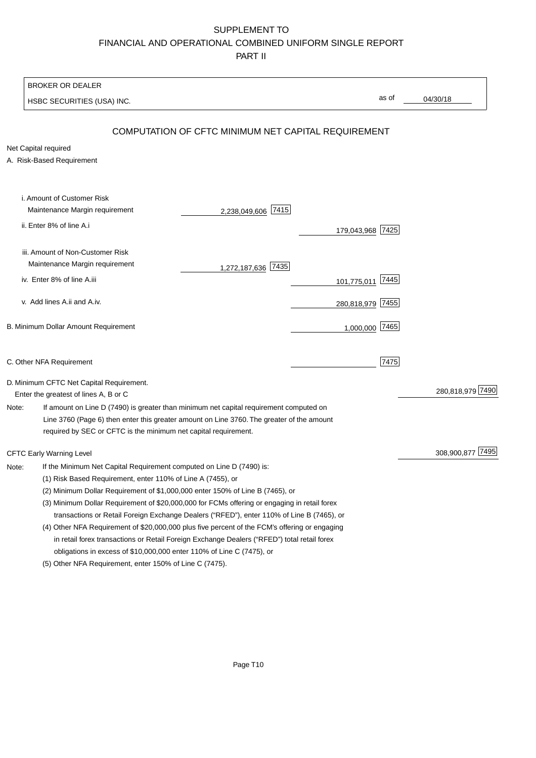# SUPPLEMENT TO
# FINANCIAL AND OPERATIONAL COMBINED UNIFORM SINGLE REPORT
# PART II

| | |
|---|---|
| BROKER OR DEALER | |
| HSBC SECURITIES (USA) INC. | as of 04/30/18 |

## COMPUTATION OF CFTC MINIMUM NET CAPITAL REQUIREMENT

Net Capital required

A. Risk-Based Requirement

| | | | |
|---|---|---|---|
| i. Amount of Customer Risk Maintenance Margin requirement | 2,238,049,606 [7415] | | |
| ii. Enter 8% of line A.i | | 179,043,968 [7425] | |
| iii. Amount of Non-Customer Risk Maintenance Margin requirement | 1,272,187,636 [7435] | | |
| iv. Enter 8% of line A.iii | | 101,775,011 [7445] | |
| v. Add lines A.ii and A.iv. | | 280,818,979 [7455] | |
| B. Minimum Dollar Amount Requirement | | 1,000,000 [7465] | |
| C. Other NFA Requirement | | [7475] | |
| D. Minimum CFTC Net Capital Requirement. Enter the greatest of lines A, B or C | | | 280,818,979 [7490] |

Note: If amount on Line D (7490) is greater than minimum net capital requirement computed on Line 3760 (Page 6) then enter this greater amount on Line 3760. The greater of the amount required by SEC or CFTC is the minimum net capital requirement.

| | |
|---|---|
| CFTC Early Warning Level | 308,900,877 [7495] |

Note: If the Minimum Net Capital Requirement computed on Line D (7490) is:

(1) Risk Based Requirement, enter 110% of Line A (7455), or

(2) Minimum Dollar Requirement of $1,000,000 enter 150% of Line B (7465), or

(3) Minimum Dollar Requirement of $20,000,000 for FCMs offering or engaging in retail forex transactions or Retail Foreign Exchange Dealers ("RFED"), enter 110% of Line B (7465), or

(4) Other NFA Requirement of $20,000,000 plus five percent of the FCM's offering or engaging in retail forex transactions or Retail Foreign Exchange Dealers ("RFED") total retail forex obligations in excess of $10,000,000 enter 110% of Line C (7475), or

(5) Other NFA Requirement, enter 150% of Line C (7475).